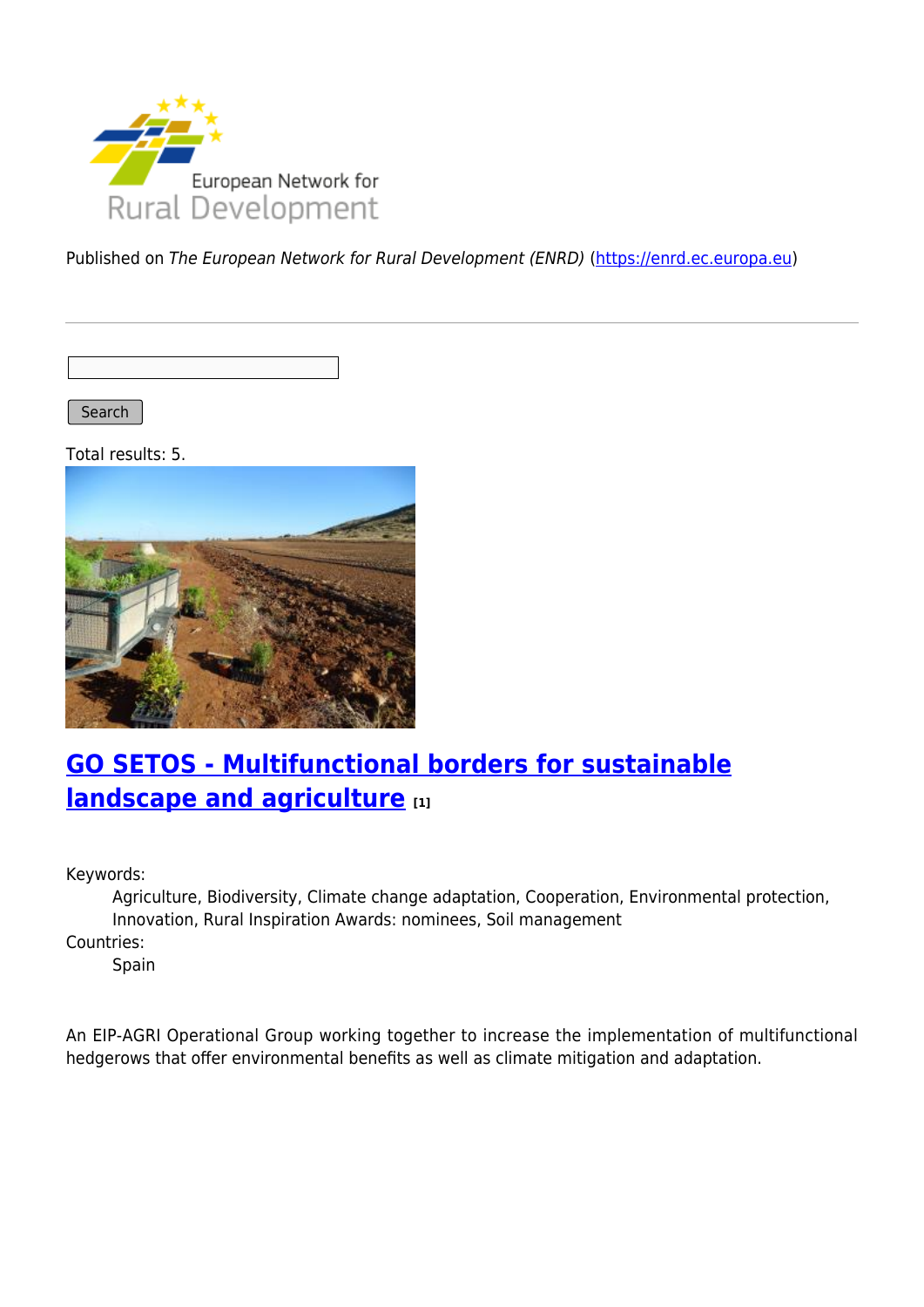Published on *The European Network for Rural Development (ENRD)* (https://enrd.ec.europa.eu)

Search

Total results: 5.

## GO SETOS - Multifunctional borders for sustainable landscape and agriculture [1]

Keywords:
: Agriculture, Biodiversity, Climate change adaptation, Cooperation, Environmental protection, Innovation, Rural Inspiration Awards: nominees, Soil management

Countries:
: Spain

An EIP-AGRI Operational Group working together to increase the implementation of multifunctional hedgerows that offer environmental benefits as well as climate mitigation and adaptation.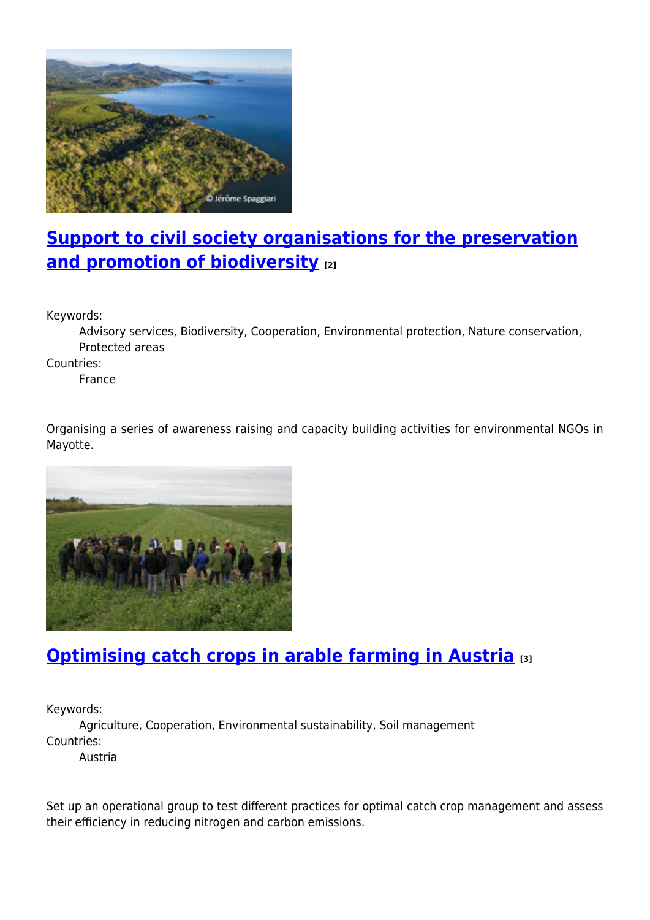## Support to civil society organisations for the preservation and promotion of biodiversity [2]

Keywords:
Advisory services, Biodiversity, Cooperation, Environmental protection, Nature conservation, Protected areas

Countries:
France

Organising a series of awareness raising and capacity building activities for environmental NGOs in Mayotte.

## Optimising catch crops in arable farming in Austria [3]

Keywords:
Agriculture, Cooperation, Environmental sustainability, Soil management

Countries:
Austria

Set up an operational group to test different practices for optimal catch crop management and assess their efficiency in reducing nitrogen and carbon emissions.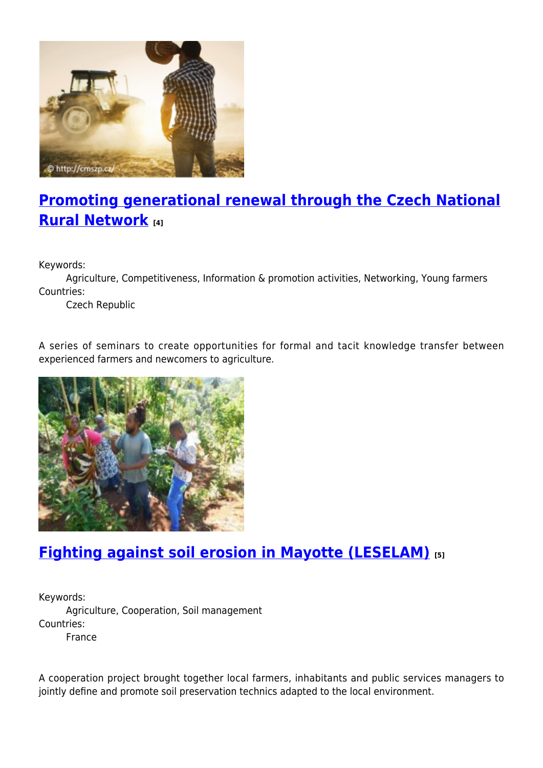## [Promoting generational renewal through the Czech National Rural Network](#) [4]

Keywords:

Agriculture, Competitiveness, Information & promotion activities, Networking, Young farmers

Countries:

Czech Republic

A series of seminars to create opportunities for formal and tacit knowledge transfer between experienced farmers and newcomers to agriculture.

## [Fighting against soil erosion in Mayotte (LESELAM)](#) [5]

Keywords:

Agriculture, Cooperation, Soil management

Countries:

France

A cooperation project brought together local farmers, inhabitants and public services managers to jointly define and promote soil preservation technics adapted to the local environment.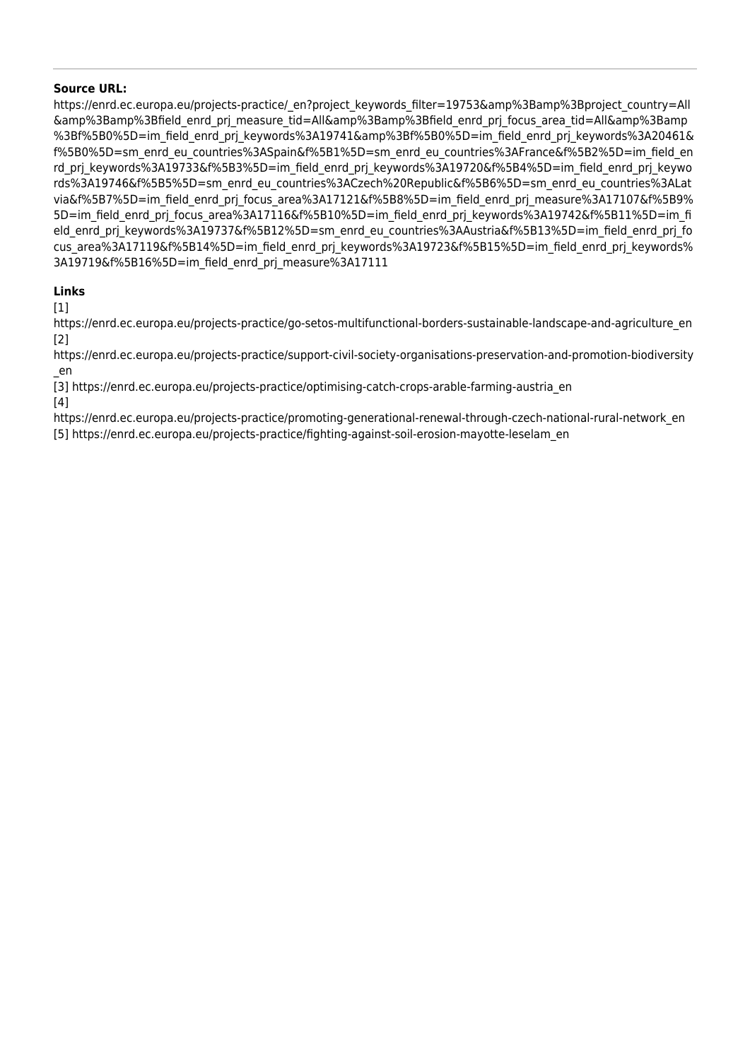**Source URL:**
https://enrd.ec.europa.eu/projects-practice/_en?project_keywords_filter=19753&amp%3Bamp%3Bproject_country=All&amp%3Bamp%3Bfield_enrd_prj_measure_tid=All&amp%3Bamp%3Bfield_enrd_prj_focus_area_tid=All&amp%3Bamp%3Bf%5B0%5D=im_field_enrd_prj_keywords%3A19741&amp%3Bf%5B0%5D=im_field_enrd_prj_keywords%3A20461&f%5B0%5D=sm_enrd_eu_countries%3ASpain&f%5B1%5D=sm_enrd_eu_countries%3AFrance&f%5B2%5D=im_field_enrd_prj_keywords%3A19733&f%5B3%5D=im_field_enrd_prj_keywords%3A19720&f%5B4%5D=im_field_enrd_prj_keywords%3A19746&f%5B5%5D=sm_enrd_eu_countries%3ACzech%20Republic&f%5B6%5D=sm_enrd_eu_countries%3ALatvia&f%5B7%5D=im_field_enrd_prj_focus_area%3A17121&f%5B8%5D=im_field_enrd_prj_measure%3A17107&f%5B9%5D=im_field_enrd_prj_focus_area%3A17116&f%5B10%5D=im_field_enrd_prj_keywords%3A19742&f%5B11%5D=im_field_enrd_prj_keywords%3A19737&f%5B12%5D=sm_enrd_eu_countries%3AAustria&f%5B13%5D=im_field_enrd_prj_focus_area%3A17119&f%5B14%5D=im_field_enrd_prj_keywords%3A19723&f%5B15%5D=im_field_enrd_prj_keywords%3A19719&f%5B16%5D=im_field_enrd_prj_measure%3A17111

**Links**
[1] https://enrd.ec.europa.eu/projects-practice/go-setos-multifunctional-borders-sustainable-landscape-and-agriculture_en
[2] https://enrd.ec.europa.eu/projects-practice/support-civil-society-organisations-preservation-and-promotion-biodiversity_en
[3] https://enrd.ec.europa.eu/projects-practice/optimising-catch-crops-arable-farming-austria_en
[4] https://enrd.ec.europa.eu/projects-practice/promoting-generational-renewal-through-czech-national-rural-network_en
[5] https://enrd.ec.europa.eu/projects-practice/fighting-against-soil-erosion-mayotte-leselam_en